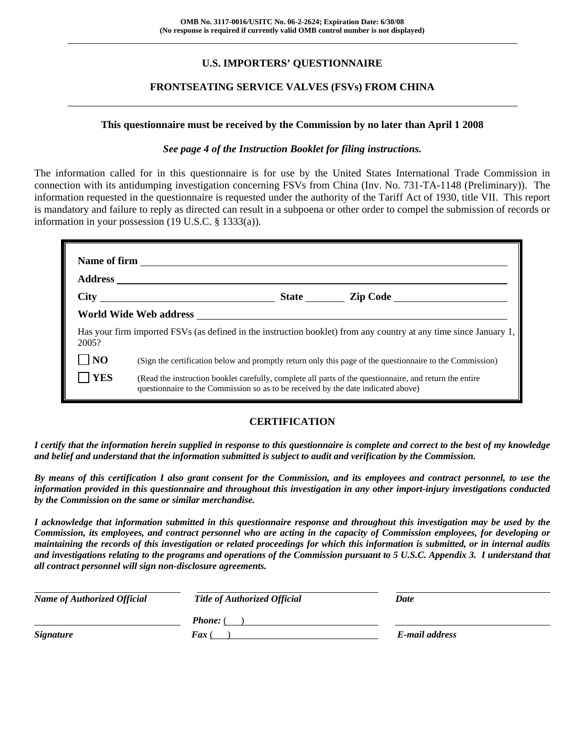OMB No. 3117-0016/USITC No. 06-2-2624; Expiration Date: 6/30/08
(No response is required if currently valid OMB control number is not displayed)

# U.S. IMPORTERS' QUESTIONNAIRE

## FRONTSEATING SERVICE VALVES (FSVs) FROM CHINA

**This questionnaire must be received by the Commission by no later than April 1 2008**

***See page 4 of the Instruction Booklet for filing instructions.***

The information called for in this questionnaire is for use by the United States International Trade Commission in connection with its antidumping investigation concerning FSVs from China (Inv. No. 731-TA-1148 (Preliminary)). The information requested in the questionnaire is requested under the authority of the Tariff Act of 1930, title VII. This report is mandatory and failure to reply as directed can result in a subpoena or other order to compel the submission of records or information in your possession (19 U.S.C. § 1333(a)).

**Name of firm** ______________________________

**Address** ______________________________

**City** ______________ **State** ________ **Zip Code** ______________

**World Wide Web address** ______________________________

Has your firm imported FSVs (as defined in the instruction booklet) from any country at any time since January 1, 2005?

☐ **NO** (Sign the certification below and promptly return only this page of the questionnaire to the Commission)

☐ **YES** (Read the instruction booklet carefully, complete all parts of the questionnaire, and return the entire questionnaire to the Commission so as to be received by the date indicated above)

## CERTIFICATION

***I certify that the information herein supplied in response to this questionnaire is complete and correct to the best of my knowledge and belief and understand that the information submitted is subject to audit and verification by the Commission.***

***By means of this certification I also grant consent for the Commission, and its employees and contract personnel, to use the information provided in this questionnaire and throughout this investigation in any other import-injury investigations conducted by the Commission on the same or similar merchandise.***

***I acknowledge that information submitted in this questionnaire response and throughout this investigation may be used by the Commission, its employees, and contract personnel who are acting in the capacity of Commission employees, for developing or maintaining the records of this investigation or related proceedings for which this information is submitted, or in internal audits and investigations relating to the programs and operations of the Commission pursuant to 5 U.S.C. Appendix 3. I understand that all contract personnel will sign non-disclosure agreements.***

| | | |
|---|---|---|
| ______________________ | ______________________ | ______________________ |
| ***Name of Authorized Official*** | ***Title of Authorized Official*** | ***Date*** |
| ______________________ | ***Phone:*** (    ) ______________ | ______________________ |
| ***Signature*** | ***Fax*** (    ) ______________ | ***E-mail address*** |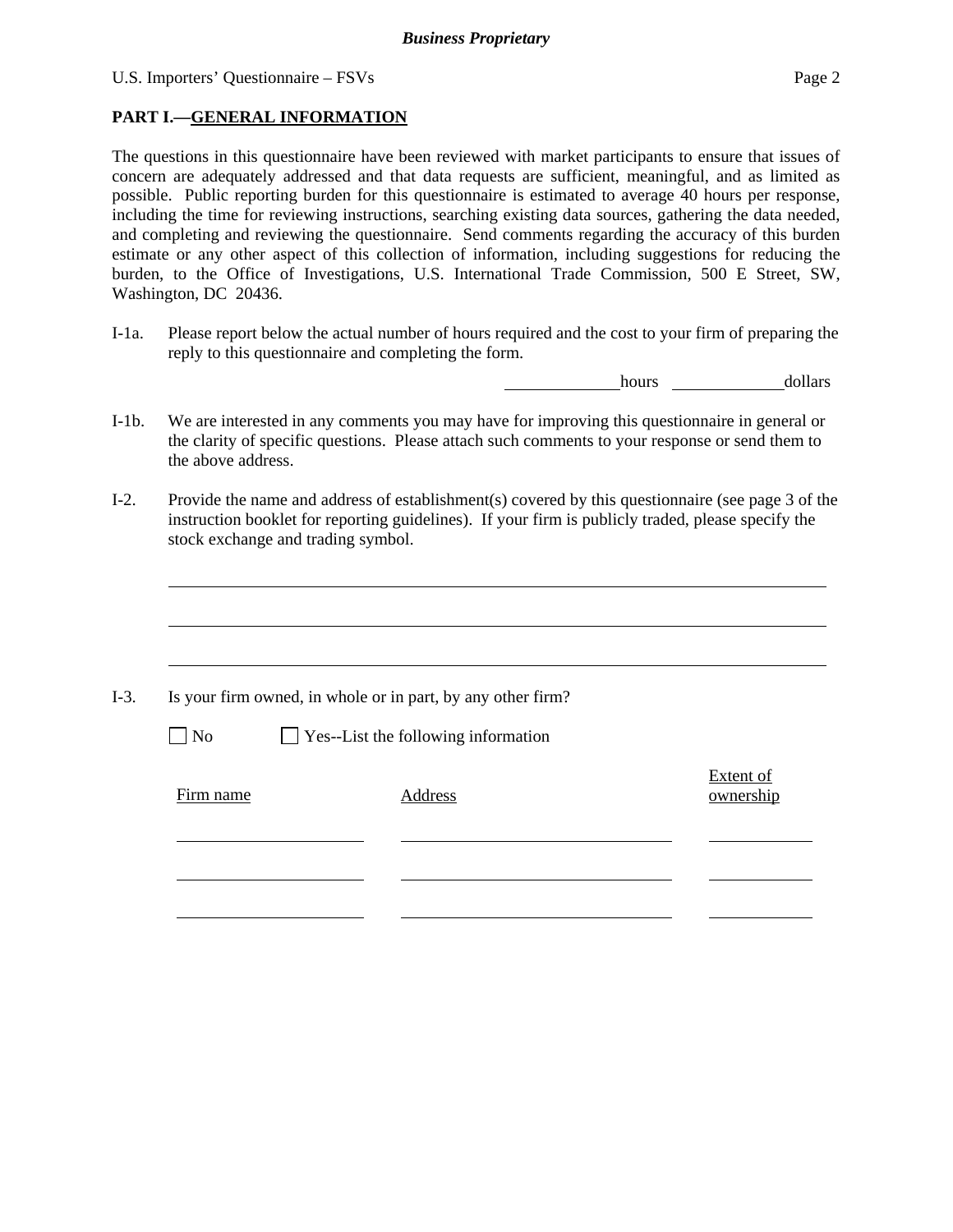## PART I.—GENERAL INFORMATION

The questions in this questionnaire have been reviewed with market participants to ensure that issues of concern are adequately addressed and that data requests are sufficient, meaningful, and as limited as possible. Public reporting burden for this questionnaire is estimated to average 40 hours per response, including the time for reviewing instructions, searching existing data sources, gathering the data needed, and completing and reviewing the questionnaire. Send comments regarding the accuracy of this burden estimate or any other aspect of this collection of information, including suggestions for reducing the burden, to the Office of Investigations, U.S. International Trade Commission, 500 E Street, SW, Washington, DC 20436.

I-1a. Please report below the actual number of hours required and the cost to your firm of preparing the reply to this questionnaire and completing the form.

_____________ hours _____________ dollars

I-1b. We are interested in any comments you may have for improving this questionnaire in general or the clarity of specific questions. Please attach such comments to your response or send them to the above address.

I-2. Provide the name and address of establishment(s) covered by this questionnaire (see page 3 of the instruction booklet for reporting guidelines). If your firm is publicly traded, please specify the stock exchange and trading symbol.

______________________________________________________________________

______________________________________________________________________

______________________________________________________________________

I-3. Is your firm owned, in whole or in part, by any other firm?

☐ No ☐ Yes--List the following information

| Firm name | Address | Extent of ownership |
|---|---|---|
| | | |
| | | |
| | | |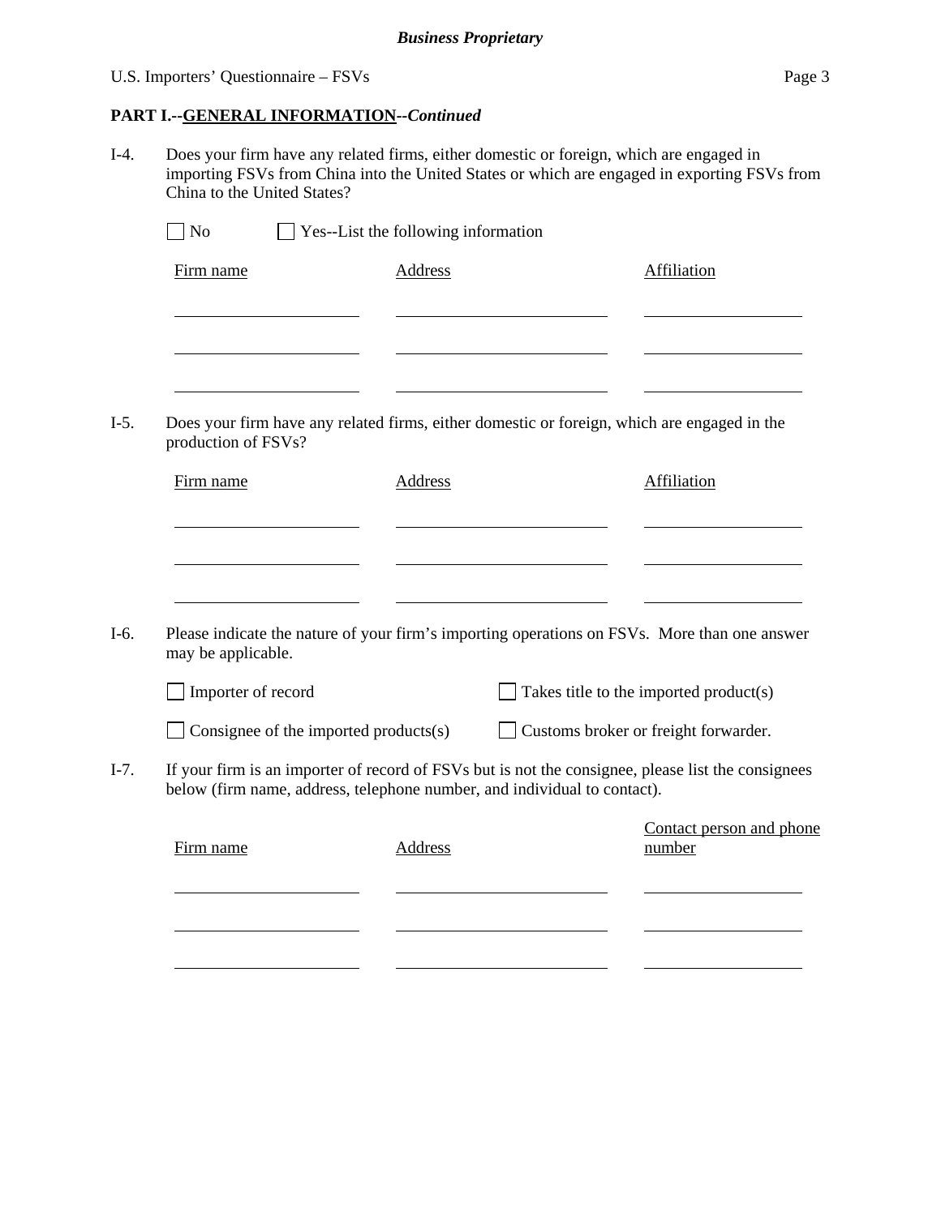**PART I.--GENERAL INFORMATION--*Continued***

I-4. Does your firm have any related firms, either domestic or foreign, which are engaged in importing FSVs from China into the United States or which are engaged in exporting FSVs from China to the United States?

☐ No ☐ Yes--List the following information

| Firm name | Address | Affiliation |
|---|---|---|
| | | |
| | | |
| | | |

I-5. Does your firm have any related firms, either domestic or foreign, which are engaged in the production of FSVs?

| Firm name | Address | Affiliation |
|---|---|---|
| | | |
| | | |
| | | |

I-6. Please indicate the nature of your firm's importing operations on FSVs. More than one answer may be applicable.

☐ Importer of record ☐ Takes title to the imported product(s)

☐ Consignee of the imported products(s) ☐ Customs broker or freight forwarder.

I-7. If your firm is an importer of record of FSVs but is not the consignee, please list the consignees below (firm name, address, telephone number, and individual to contact).

| Firm name | Address | Contact person and phone number |
|---|---|---|
| | | |
| | | |
| | | |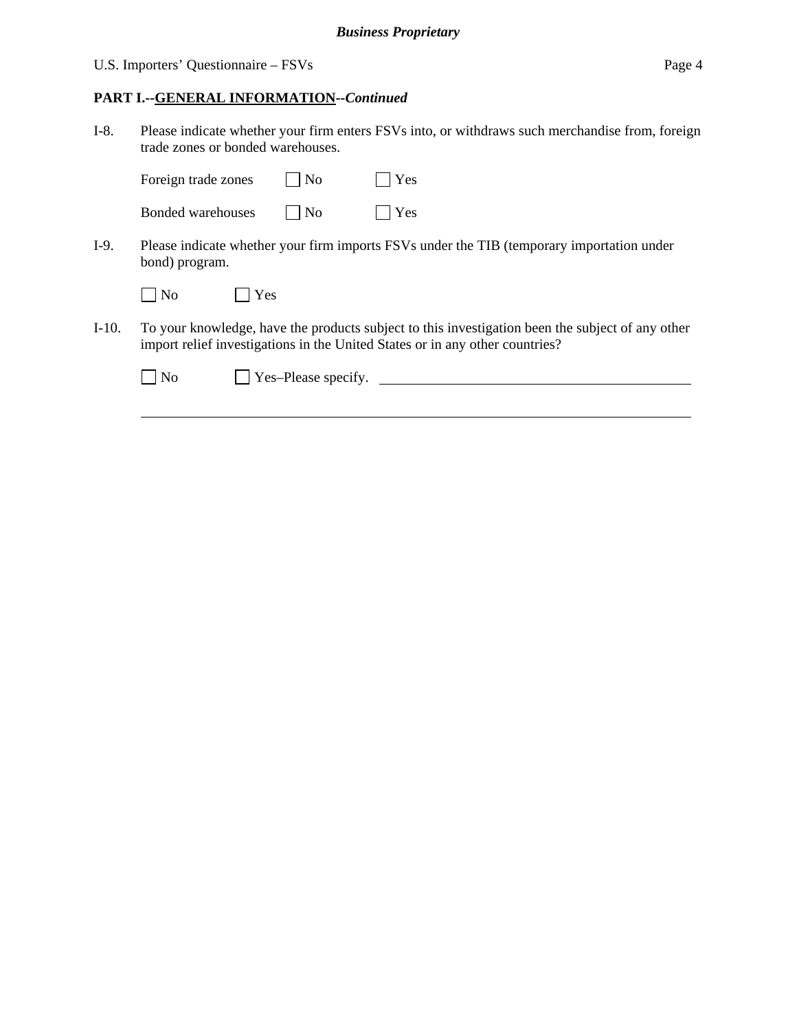**PART I.--GENERAL INFORMATION--*Continued***

I-8. Please indicate whether your firm enters FSVs into, or withdraws such merchandise from, foreign trade zones or bonded warehouses.

Foreign trade zones ☐ No ☐ Yes

Bonded warehouses ☐ No ☐ Yes

I-9. Please indicate whether your firm imports FSVs under the TIB (temporary importation under bond) program.

☐ No ☐ Yes

I-10. To your knowledge, have the products subject to this investigation been the subject of any other import relief investigations in the United States or in any other countries?

☐ No ☐ Yes–Please specify. ______________________________________________

_____________________________________________________________________________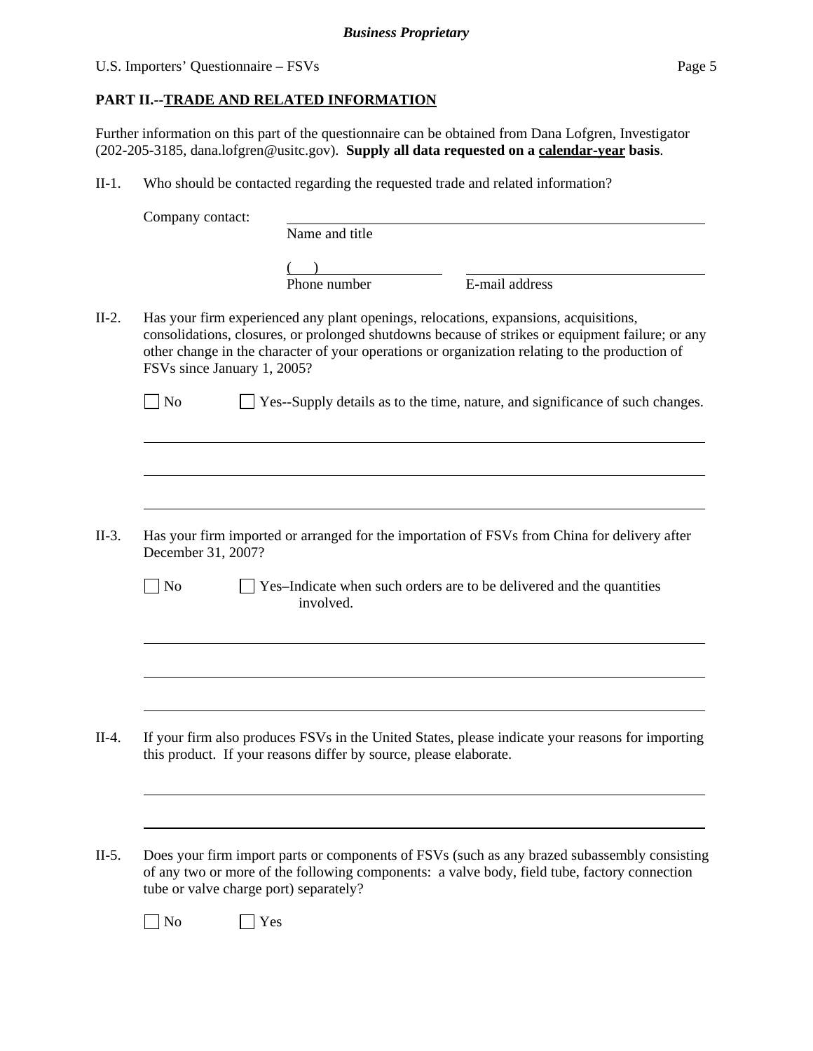## PART II.--TRADE AND RELATED INFORMATION

Further information on this part of the questionnaire can be obtained from Dana Lofgren, Investigator (202-205-3185, dana.lofgren@usitc.gov). **Supply all data requested on a calendar-year basis**.

II-1. Who should be contacted regarding the requested trade and related information?

Company contact: ______________________________
Name and title

( ) ____________ ______________________
Phone number E-mail address

II-2. Has your firm experienced any plant openings, relocations, expansions, acquisitions, consolidations, closures, or prolonged shutdowns because of strikes or equipment failure; or any other change in the character of your operations or organization relating to the production of FSVs since January 1, 2005?

☐ No ☐ Yes--Supply details as to the time, nature, and significance of such changes.

______________________________________________

______________________________________________

______________________________________________

II-3. Has your firm imported or arranged for the importation of FSVs from China for delivery after December 31, 2007?

☐ No ☐ Yes–Indicate when such orders are to be delivered and the quantities involved.

______________________________________________

______________________________________________

______________________________________________

II-4. If your firm also produces FSVs in the United States, please indicate your reasons for importing this product. If your reasons differ by source, please elaborate.

______________________________________________

______________________________________________

II-5. Does your firm import parts or components of FSVs (such as any brazed subassembly consisting of any two or more of the following components: a valve body, field tube, factory connection tube or valve charge port) separately?

☐ No ☐ Yes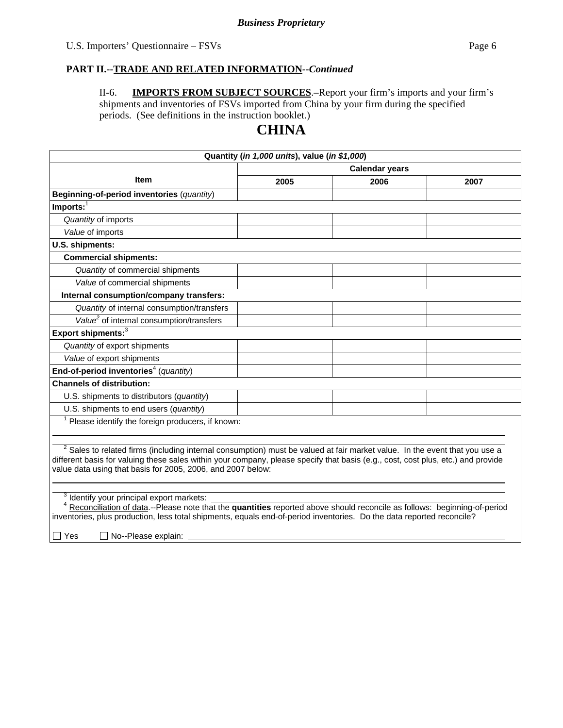**Business Proprietary**

## PART II.--TRADE AND RELATED INFORMATION--*Continued*

II-6. **IMPORTS FROM SUBJECT SOURCES**.–Report your firm's imports and your firm's shipments and inventories of FSVs imported from China by your firm during the specified periods. (See definitions in the instruction booklet.)

# CHINA

| Quantity (*in 1,000 units*), value (*in $1,000*) | | | |
|---|---|---|---|
| Item | Calendar years | | |
| | 2005 | 2006 | 2007 |
| **Beginning-of-period inventories** (*quantity*) | | | |
| **Imports:**[1] | | | |
| *Quantity* of imports | | | |
| *Value* of imports | | | |
| **U.S. shipments:** | | | |
| **Commercial shipments:** | | | |
| *Quantity* of commercial shipments | | | |
| *Value* of commercial shipments | | | |
| **Internal consumption/company transfers:** | | | |
| *Quantity* of internal consumption/transfers | | | |
| *Value*[2] of internal consumption/transfers | | | |
| **Export shipments:**[3] | | | |
| *Quantity* of export shipments | | | |
| *Value* of export shipments | | | |
| **End-of-period inventories**[4] (*quantity*) | | | |
| **Channels of distribution:** | | | |
| U.S. shipments to distributors (*quantity*) | | | |
| U.S. shipments to end users (*quantity*) | | | |

[1] Please identify the foreign producers, if known: \_\_\_\_\_\_\_\_\_\_\_\_\_\_\_\_\_\_\_\_\_\_\_\_\_\_\_\_\_\_\_\_\_\_\_\_\_\_\_\_

[2] Sales to related firms (including internal consumption) must be valued at fair market value. In the event that you use a different basis for valuing these sales within your company, please specify that basis (e.g., cost, cost plus, etc.) and provide value data using that basis for 2005, 2006, and 2007 below:

\_\_\_\_\_\_\_\_\_\_\_\_\_\_\_\_\_\_\_\_\_\_\_\_\_\_\_\_\_\_\_\_\_\_\_\_\_\_\_\_

[3] Identify your principal export markets: \_\_\_\_\_\_\_\_\_\_\_\_\_\_\_\_\_\_\_\_\_\_\_\_\_\_\_\_\_\_\_\_\_\_\_\_\_\_\_\_

[4] Reconciliation of data.--Please note that the **quantities** reported above should reconcile as follows: beginning-of-period inventories, plus production, less total shipments, equals end-of-period inventories. Do the data reported reconcile?

☐ Yes ☐ No--Please explain: \_\_\_\_\_\_\_\_\_\_\_\_\_\_\_\_\_\_\_\_\_\_\_\_\_\_\_\_\_\_\_\_\_\_\_\_\_\_\_\_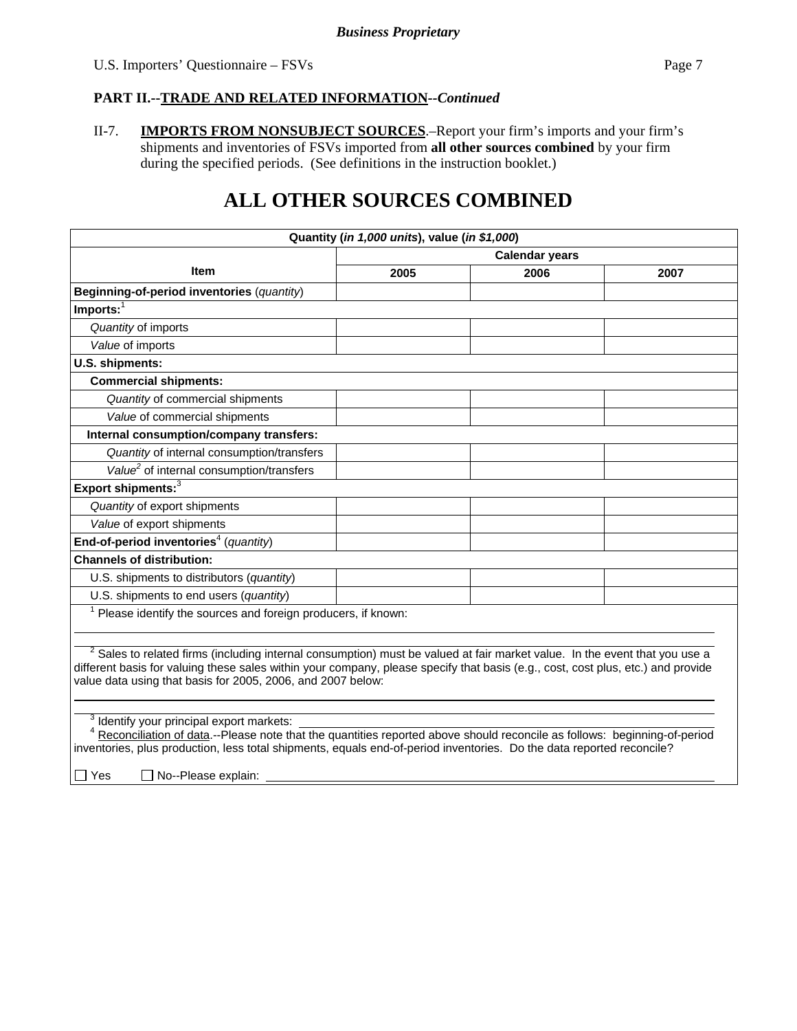**Business Proprietary**

**PART II.--TRADE AND RELATED INFORMATION--*Continued***

II-7. **IMPORTS FROM NONSUBJECT SOURCES**.–Report your firm's imports and your firm's shipments and inventories of FSVs imported from **all other sources combined** by your firm during the specified periods. (See definitions in the instruction booklet.)

# ALL OTHER SOURCES COMBINED

| Quantity (*in 1,000 units*), value (*in $1,000*) | | | |
|---|---|---|---|
| | Calendar years | | |
| **Item** | **2005** | **2006** | **2007** |
| **Beginning-of-period inventories** (*quantity*) | | | |
| **Imports:**[1] | | | |
| *Quantity* of imports | | | |
| *Value* of imports | | | |
| **U.S. shipments:** | | | |
| **Commercial shipments:** | | | |
| *Quantity* of commercial shipments | | | |
| *Value* of commercial shipments | | | |
| **Internal consumption/company transfers:** | | | |
| *Quantity* of internal consumption/transfers | | | |
| *Value*[2] of internal consumption/transfers | | | |
| **Export shipments:**[3] | | | |
| *Quantity* of export shipments | | | |
| *Value* of export shipments | | | |
| **End-of-period inventories**[4] (*quantity*) | | | |
| **Channels of distribution:** | | | |
| U.S. shipments to distributors (*quantity*) | | | |
| U.S. shipments to end users (*quantity*) | | | |

[1] Please identify the sources and foreign producers, if known: ______________________________

[2] Sales to related firms (including internal consumption) must be valued at fair market value. In the event that you use a different basis for valuing these sales within your company, please specify that basis (e.g., cost, cost plus, etc.) and provide value data using that basis for 2005, 2006, and 2007 below:

______________________________

[3] Identify your principal export markets: ______________________________

[4] Reconciliation of data.--Please note that the quantities reported above should reconcile as follows: beginning-of-period inventories, plus production, less total shipments, equals end-of-period inventories. Do the data reported reconcile?

☐ Yes ☐ No--Please explain: ______________________________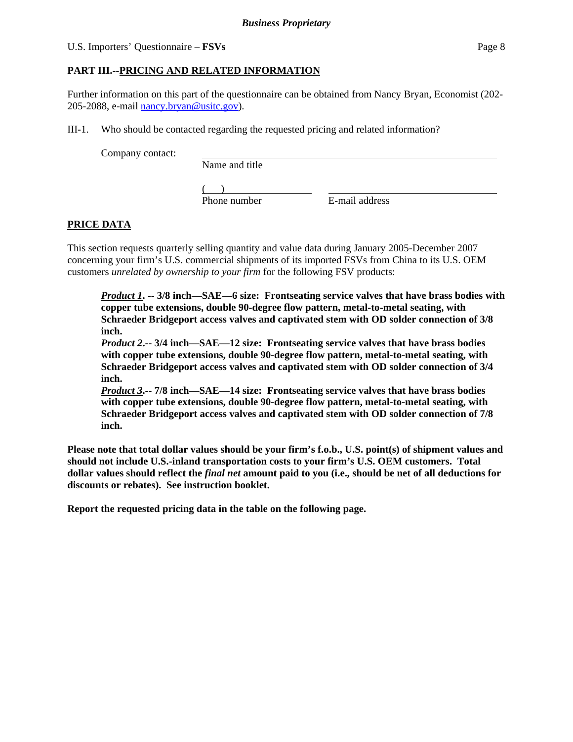## PART III.--PRICING AND RELATED INFORMATION

Further information on this part of the questionnaire can be obtained from Nancy Bryan, Economist (202-205-2088, e-mail nancy.bryan@usitc.gov).

III-1. Who should be contacted regarding the requested pricing and related information?

Company contact: ______________________________________________
Name and title

( ) ____________________ ______________________________
Phone number E-mail address

## PRICE DATA

This section requests quarterly selling quantity and value data during January 2005-December 2007 concerning your firm's U.S. commercial shipments of its imported FSVs from China to its U.S. OEM customers *unrelated by ownership to your firm* for the following FSV products:

> ***Product 1*. -- 3/8 inch—SAE—6 size: Frontseating service valves that have brass bodies with copper tube extensions, double 90-degree flow pattern, metal-to-metal seating, with Schraeder Bridgeport access valves and captivated stem with OD solder connection of 3/8 inch.**
>
> ***Product 2*.-- 3/4 inch—SAE—12 size: Frontseating service valves that have brass bodies with copper tube extensions, double 90-degree flow pattern, metal-to-metal seating, with Schraeder Bridgeport access valves and captivated stem with OD solder connection of 3/4 inch.**
>
> ***Product 3*.-- 7/8 inch—SAE—14 size: Frontseating service valves that have brass bodies with copper tube extensions, double 90-degree flow pattern, metal-to-metal seating, with Schraeder Bridgeport access valves and captivated stem with OD solder connection of 7/8 inch.**

**Please note that total dollar values should be your firm's f.o.b., U.S. point(s) of shipment values and should not include U.S.-inland transportation costs to your firm's U.S. OEM customers. Total dollar values should reflect the *final net* amount paid to you (i.e., should be net of all deductions for discounts or rebates). See instruction booklet.**

**Report the requested pricing data in the table on the following page.**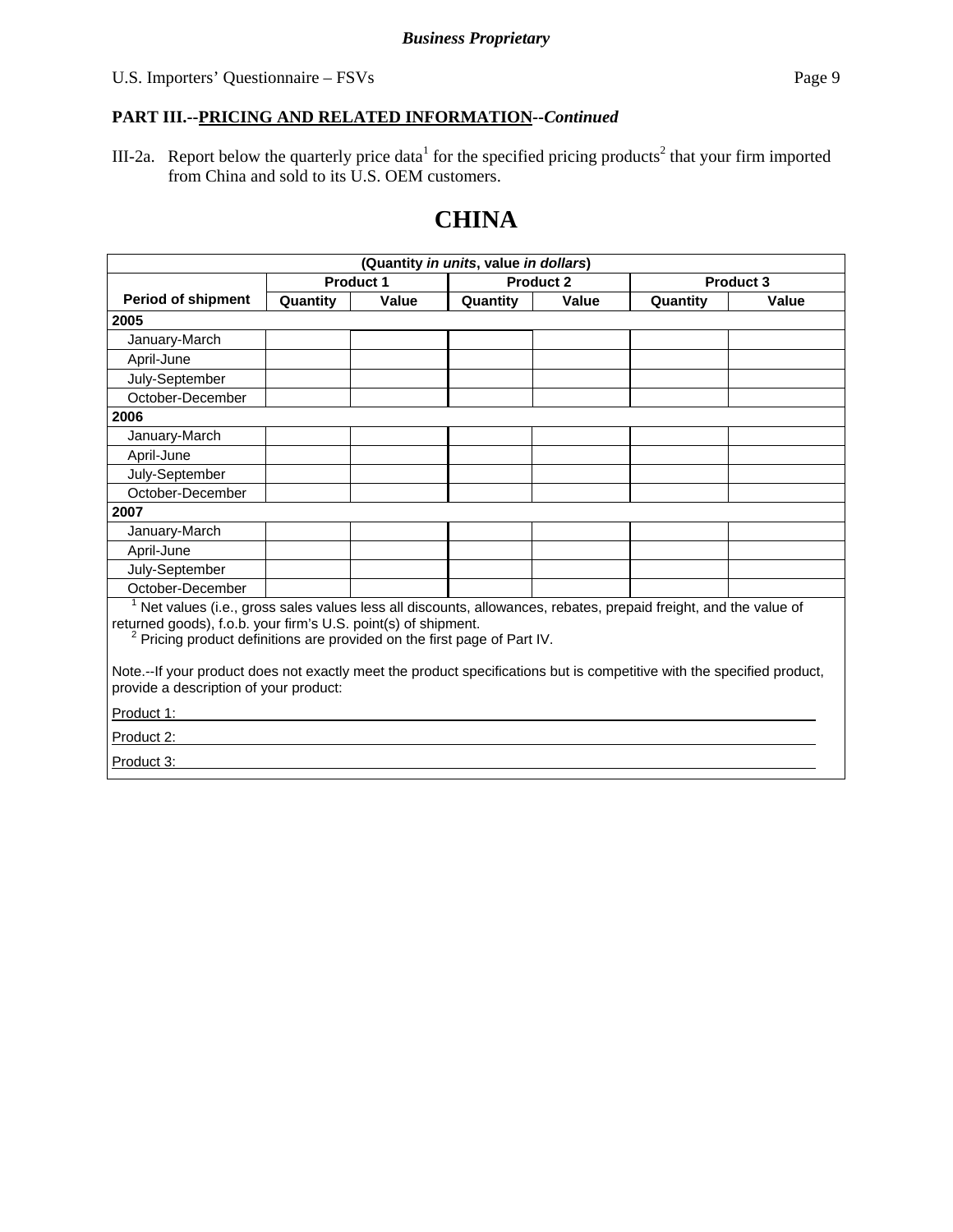**Business Proprietary**

U.S. Importers' Questionnaire – FSVs

**PART III.--PRICING AND RELATED INFORMATION--*Continued***

III-2a. Report below the quarterly price data[1] for the specified pricing products[2] that your firm imported from China and sold to its U.S. OEM customers.

# CHINA

| (Quantity *in units*, value *in dollars*) | | | | | | |
|---|---|---|---|---|---|---|
| | **Product 1** | | **Product 2** | | **Product 3** | |
| **Period of shipment** | **Quantity** | **Value** | **Quantity** | **Value** | **Quantity** | **Value** |
| **2005** | | | | | | |
| January-March | | | | | | |
| April-June | | | | | | |
| July-September | | | | | | |
| October-December | | | | | | |
| **2006** | | | | | | |
| January-March | | | | | | |
| April-June | | | | | | |
| July-September | | | | | | |
| October-December | | | | | | |
| **2007** | | | | | | |
| January-March | | | | | | |
| April-June | | | | | | |
| July-September | | | | | | |
| October-December | | | | | | |

[1] Net values (i.e., gross sales values less all discounts, allowances, rebates, prepaid freight, and the value of returned goods), f.o.b. your firm's U.S. point(s) of shipment.

[2] Pricing product definitions are provided on the first page of Part IV.

Note.--If your product does not exactly meet the product specifications but is competitive with the specified product, provide a description of your product:

Product 1: \_\_\_\_\_\_\_\_\_\_\_\_\_\_\_\_\_\_\_\_\_\_\_\_\_\_\_\_\_\_\_\_\_\_\_\_\_\_\_\_\_\_\_\_

Product 2: \_\_\_\_\_\_\_\_\_\_\_\_\_\_\_\_\_\_\_\_\_\_\_\_\_\_\_\_\_\_\_\_\_\_\_\_\_\_\_\_\_\_\_\_

Product 3: \_\_\_\_\_\_\_\_\_\_\_\_\_\_\_\_\_\_\_\_\_\_\_\_\_\_\_\_\_\_\_\_\_\_\_\_\_\_\_\_\_\_\_\_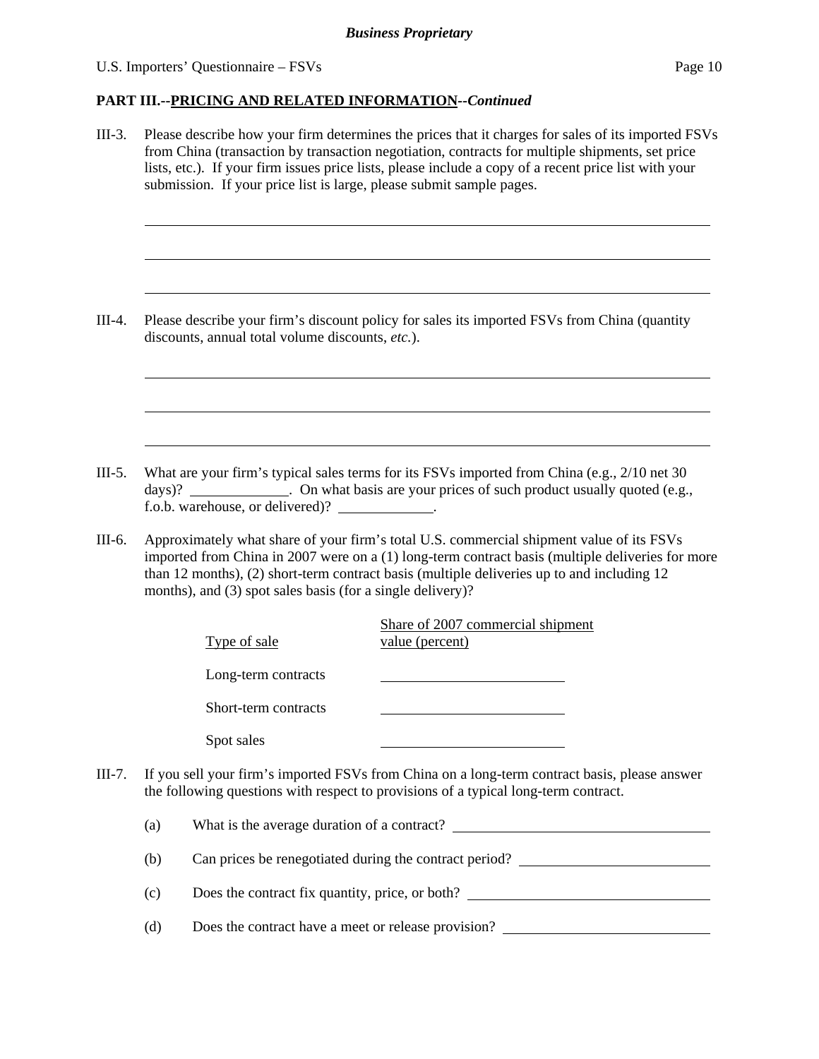## PART III.--PRICING AND RELATED INFORMATION--*Continued*

III-3. Please describe how your firm determines the prices that it charges for sales of its imported FSVs from China (transaction by transaction negotiation, contracts for multiple shipments, set price lists, etc.). If your firm issues price lists, please include a copy of a recent price list with your submission. If your price list is large, please submit sample pages.

______________________________________________________________________

______________________________________________________________________

______________________________________________________________________

III-4. Please describe your firm's discount policy for sales its imported FSVs from China (quantity discounts, annual total volume discounts, *etc.*).

______________________________________________________________________

______________________________________________________________________

______________________________________________________________________

III-5. What are your firm's typical sales terms for its FSVs imported from China (e.g., 2/10 net 30 days)? _____________. On what basis are your prices of such product usually quoted (e.g., f.o.b. warehouse, or delivered)? _____________.

III-6. Approximately what share of your firm's total U.S. commercial shipment value of its FSVs imported from China in 2007 were on a (1) long-term contract basis (multiple deliveries for more than 12 months), (2) short-term contract basis (multiple deliveries up to and including 12 months), and (3) spot sales basis (for a single delivery)?

| Type of sale | Share of 2007 commercial shipment value (percent) |
|---|---|
| Long-term contracts | |
| Short-term contracts | |
| Spot sales | |

III-7. If you sell your firm's imported FSVs from China on a long-term contract basis, please answer the following questions with respect to provisions of a typical long-term contract.

(a) What is the average duration of a contract? ____________________

(b) Can prices be renegotiated during the contract period? ____________________

(c) Does the contract fix quantity, price, or both? ____________________

(d) Does the contract have a meet or release provision? ____________________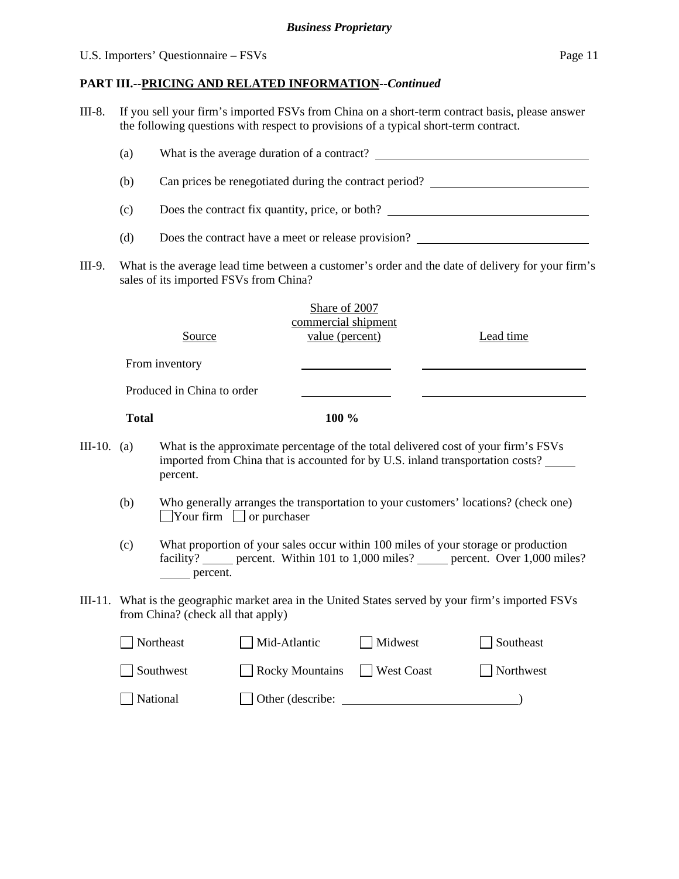**PART III.--PRICING AND RELATED INFORMATION--*Continued***

III-8. If you sell your firm's imported FSVs from China on a short-term contract basis, please answer the following questions with respect to provisions of a typical short-term contract.

(a) What is the average duration of a contract? ______________________

(b) Can prices be renegotiated during the contract period? ______________________

(c) Does the contract fix quantity, price, or both? ______________________

(d) Does the contract have a meet or release provision? ______________________

III-9. What is the average lead time between a customer's order and the date of delivery for your firm's sales of its imported FSVs from China?

| Source | Share of 2007 commercial shipment value (percent) | Lead time |
|---|---|---|
| From inventory | ______ | ______ |
| Produced in China to order | ______ | ______ |
| **Total** | **100 %** | |

III-10. (a) What is the approximate percentage of the total delivered cost of your firm's FSVs imported from China that is accounted for by U.S. inland transportation costs? _____ percent.

(b) Who generally arranges the transportation to your customers' locations? (check one)
☐ Your firm ☐ or purchaser

(c) What proportion of your sales occur within 100 miles of your storage or production facility? _____ percent. Within 101 to 1,000 miles? _____ percent. Over 1,000 miles? _____ percent.

III-11. What is the geographic market area in the United States served by your firm's imported FSVs from China? (check all that apply)

☐ Northeast ☐ Mid-Atlantic ☐ Midwest ☐ Southeast

☐ Southwest ☐ Rocky Mountains ☐ West Coast ☐ Northwest

☐ National ☐ Other (describe: ______________________)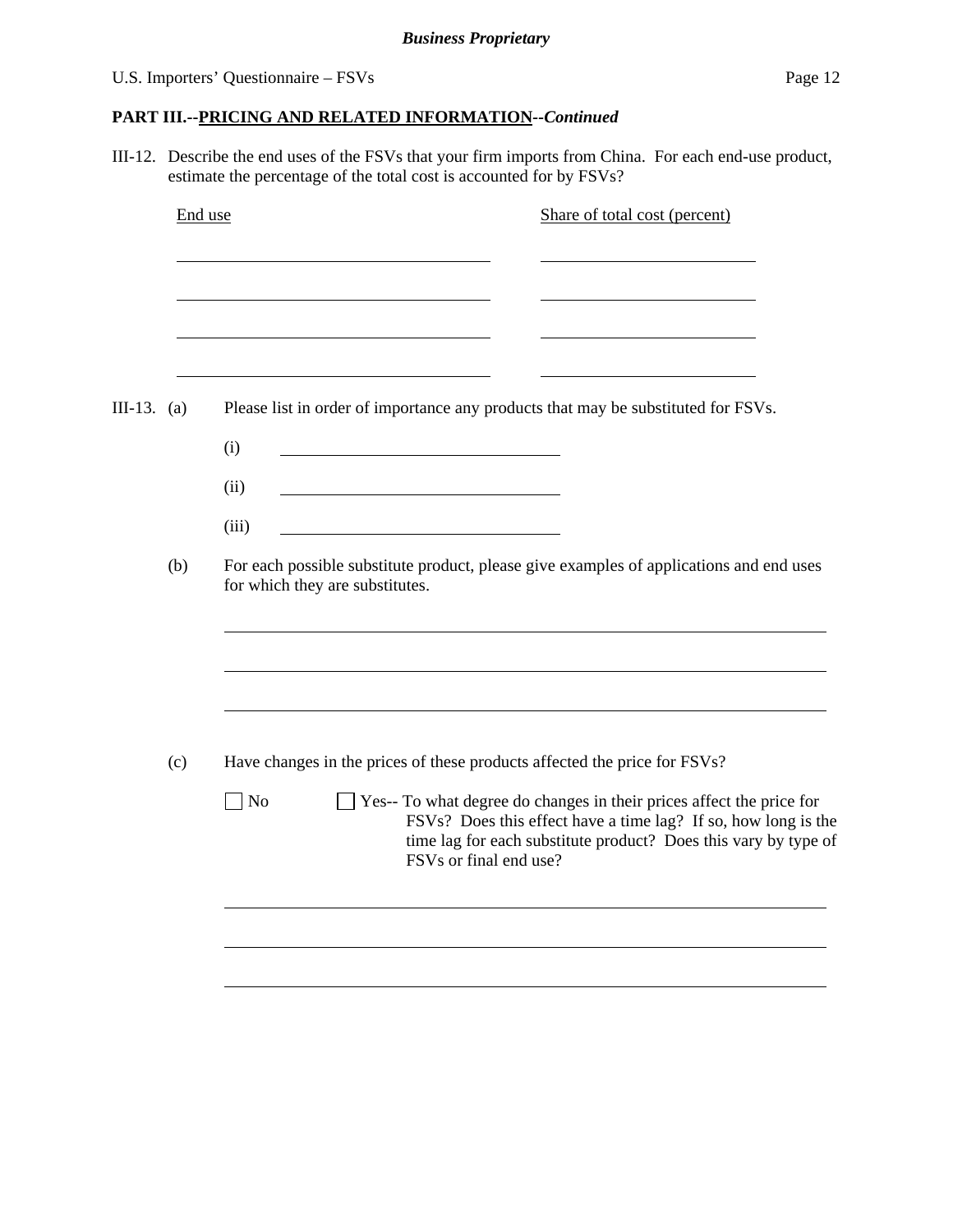*Business Proprietary*

U.S. Importers' Questionnaire – FSVs

**PART III.--PRICING AND RELATED INFORMATION--*Continued***

III-12. Describe the end uses of the FSVs that your firm imports from China. For each end-use product, estimate the percentage of the total cost is accounted for by FSVs?

| End use | Share of total cost (percent) |
| --- | --- |
| | |
| | |
| | |
| | |

III-13. (a) Please list in order of importance any products that may be substituted for FSVs.

(i) ______________________________

(ii) ______________________________

(iii) ______________________________

(b) For each possible substitute product, please give examples of applications and end uses for which they are substitutes.

______________________________________________________________________

______________________________________________________________________

______________________________________________________________________

(c) Have changes in the prices of these products affected the price for FSVs?

☐ No ☐ Yes-- To what degree do changes in their prices affect the price for FSVs? Does this effect have a time lag? If so, how long is the time lag for each substitute product? Does this vary by type of FSVs or final end use?

______________________________________________________________________

______________________________________________________________________

______________________________________________________________________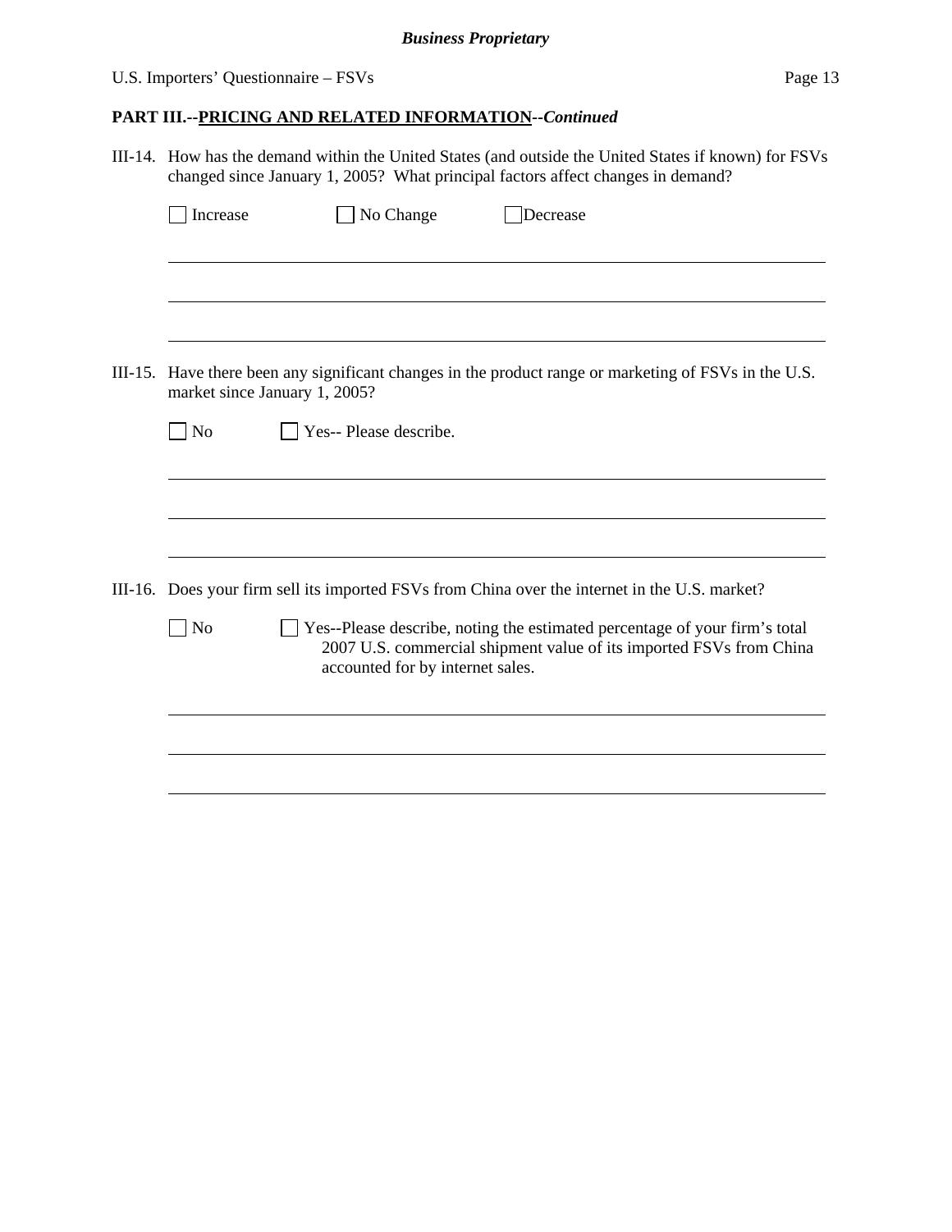**PART III.--PRICING AND RELATED INFORMATION--*Continued***

III-14. How has the demand within the United States (and outside the United States if known) for FSVs changed since January 1, 2005? What principal factors affect changes in demand?

☐ Increase ☐ No Change ☐ Decrease

______________________________________________________________________

______________________________________________________________________

______________________________________________________________________

III-15. Have there been any significant changes in the product range or marketing of FSVs in the U.S. market since January 1, 2005?

☐ No ☐ Yes-- Please describe.

______________________________________________________________________

______________________________________________________________________

______________________________________________________________________

III-16. Does your firm sell its imported FSVs from China over the internet in the U.S. market?

☐ No ☐ Yes--Please describe, noting the estimated percentage of your firm's total 2007 U.S. commercial shipment value of its imported FSVs from China accounted for by internet sales.

______________________________________________________________________

______________________________________________________________________

______________________________________________________________________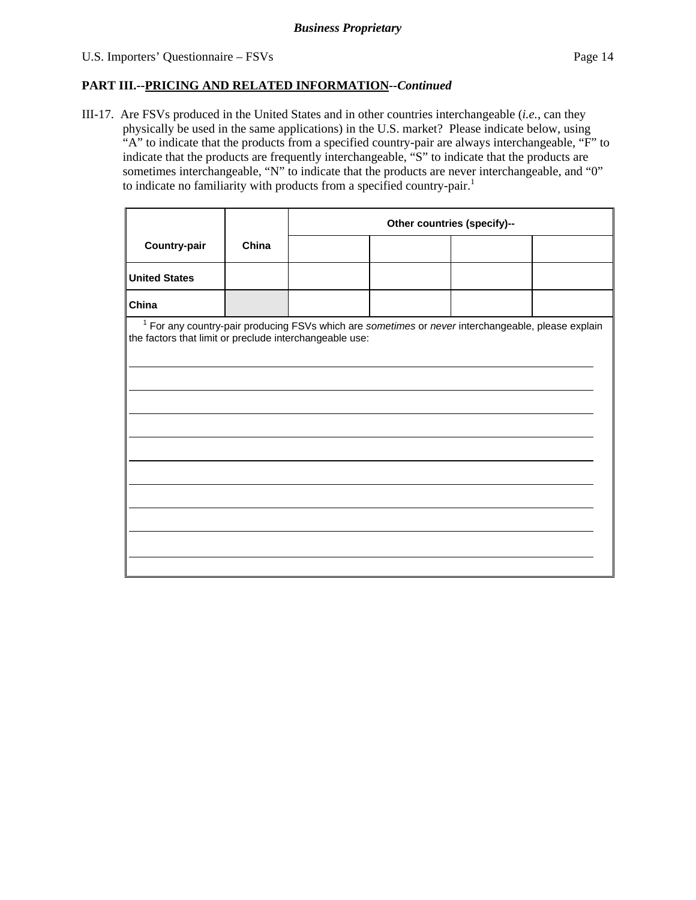**Business Proprietary**

**PART III.--PRICING AND RELATED INFORMATION--*Continued***

III-17. Are FSVs produced in the United States and in other countries interchangeable (*i.e.*, can they physically be used in the same applications) in the U.S. market? Please indicate below, using "A" to indicate that the products from a specified country-pair are always interchangeable, "F" to indicate that the products are frequently interchangeable, "S" to indicate that the products are sometimes interchangeable, "N" to indicate that the products are never interchangeable, and "0" to indicate no familiarity with products from a specified country-pair.[1]

| Country-pair | China | Other countries (specify)-- | | | |
|---|---|---|---|---|---|
| | | | | | |
| **United States** | | | | | |
| **China** | | | | | |

[1] For any country-pair producing FSVs which are *sometimes* or *never* interchangeable, please explain the factors that limit or preclude interchangeable use:

______________________________________________________________________________

______________________________________________________________________________

______________________________________________________________________________

______________________________________________________________________________

______________________________________________________________________________

______________________________________________________________________________

______________________________________________________________________________

______________________________________________________________________________

______________________________________________________________________________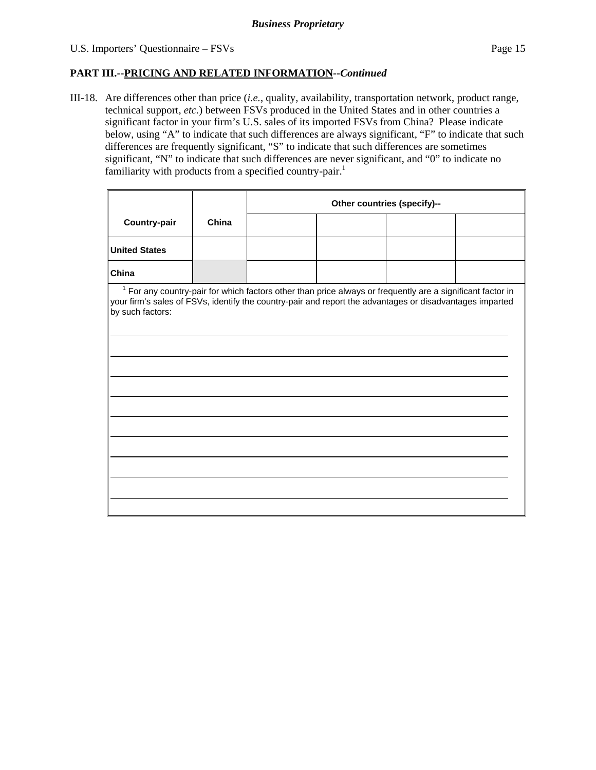**PART III.--PRICING AND RELATED INFORMATION--*Continued***

III-18. Are differences other than price (*i.e.*, quality, availability, transportation network, product range, technical support, *etc.*) between FSVs produced in the United States and in other countries a significant factor in your firm's U.S. sales of its imported FSVs from China? Please indicate below, using "A" to indicate that such differences are always significant, "F" to indicate that such differences are frequently significant, "S" to indicate that such differences are sometimes significant, "N" to indicate that such differences are never significant, and "0" to indicate no familiarity with products from a specified country-pair.[1]

| Country-pair | China | Other countries (specify)-- | | | |
|---|---|---|---|---|---|
| | | | | | |
| United States | | | | | |
| China | | | | | |

[1] For any country-pair for which factors other than price always or frequently are a significant factor in your firm's sales of FSVs, identify the country-pair and report the advantages or disadvantages imparted by such factors:

___

___

___

___

___

___

___

___

___

___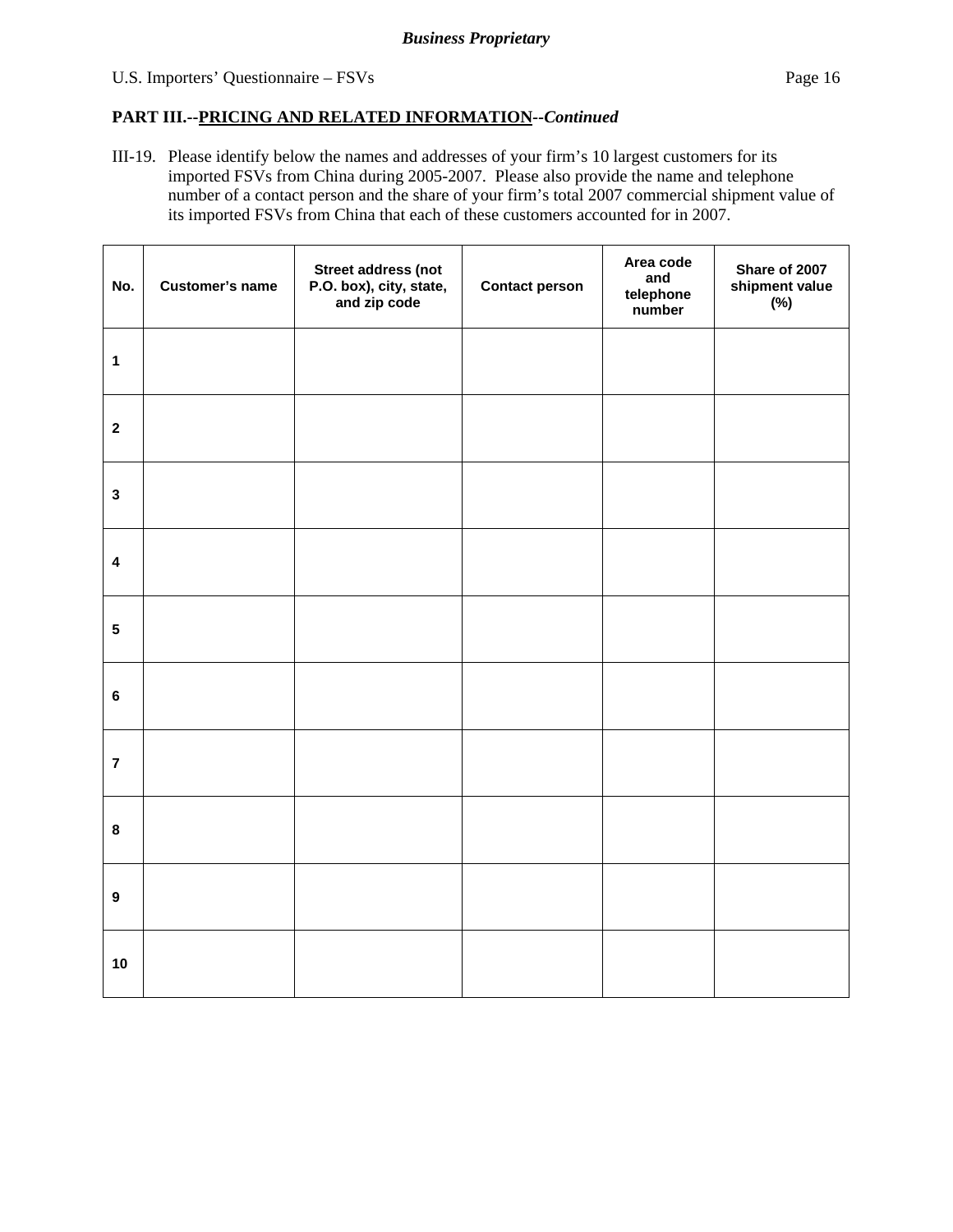**PART III.--PRICING AND RELATED INFORMATION--*Continued***

III-19. Please identify below the names and addresses of your firm's 10 largest customers for its imported FSVs from China during 2005-2007. Please also provide the name and telephone number of a contact person and the share of your firm's total 2007 commercial shipment value of its imported FSVs from China that each of these customers accounted for in 2007.

| No. | Customer's name | Street address (not P.O. box), city, state, and zip code | Contact person | Area code and telephone number | Share of 2007 shipment value (%) |
|---|---|---|---|---|---|
| 1 | | | | | |
| 2 | | | | | |
| 3 | | | | | |
| 4 | | | | | |
| 5 | | | | | |
| 6 | | | | | |
| 7 | | | | | |
| 8 | | | | | |
| 9 | | | | | |
| 10 | | | | | |